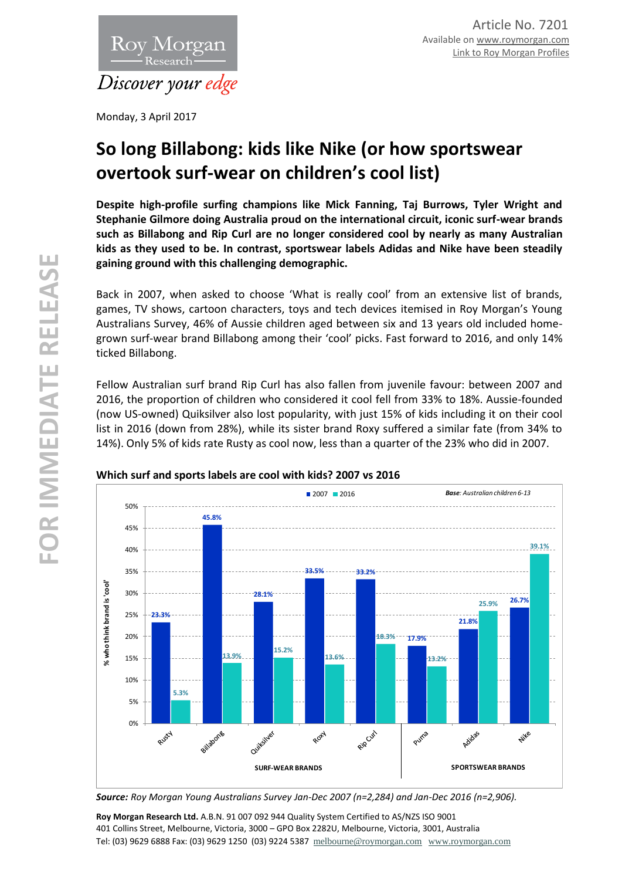Article No. 7201
Available on www.roymorgan.com
Link to Roy Morgan Profiles

Monday, 3 April 2017

# So long Billabong: kids like Nike (or how sportswear overtook surf-wear on children's cool list)

**Despite high-profile surfing champions like Mick Fanning, Taj Burrows, Tyler Wright and Stephanie Gilmore doing Australia proud on the international circuit, iconic surf-wear brands such as Billabong and Rip Curl are no longer considered cool by nearly as many Australian kids as they used to be. In contrast, sportswear labels Adidas and Nike have been steadily gaining ground with this challenging demographic.**

Back in 2007, when asked to choose 'What is really cool' from an extensive list of brands, games, TV shows, cartoon characters, toys and tech devices itemised in Roy Morgan's Young Australians Survey, 46% of Aussie children aged between six and 13 years old included home-grown surf-wear brand Billabong among their 'cool' picks. Fast forward to 2016, and only 14% ticked Billabong.

Fellow Australian surf brand Rip Curl has also fallen from juvenile favour: between 2007 and 2016, the proportion of children who considered it cool fell from 33% to 18%. Aussie-founded (now US-owned) Quiksilver also lost popularity, with just 15% of kids including it on their cool list in 2016 (down from 28%), while its sister brand Roxy suffered a similar fate (from 34% to 14%). Only 5% of kids rate Rusty as cool now, less than a quarter of the 23% who did in 2007.

**Which surf and sports labels are cool with kids? 2007 vs 2016**

*Base: Australian children 6-13*

% who think brand is 'cool'

| | Brand | 2007 | 2016 |
|---|---|---|---|
| SURF-WEAR BRANDS | Rusty | 23.3% | 5.3% |
| | Billabong | 45.8% | 13.9% |
| | Quiksilver | 28.1% | 15.2% |
| | Roxy | 33.5% | 13.6% |
| | Rip Curl | 33.2% | 18.3% |
| SPORTSWEAR BRANDS | Puma | 17.9% | 13.2% |
| | Adidas | 21.8% | 25.9% |
| | Nike | 26.7% | 39.1% |

***Source:** Roy Morgan Young Australians Survey Jan-Dec 2007 (n=2,284) and Jan-Dec 2016 (n=2,906).*

**Roy Morgan Research Ltd.** A.B.N. 91 007 092 944 Quality System Certified to AS/NZS ISO 9001
401 Collins Street, Melbourne, Victoria, 3000 – GPO Box 2282U, Melbourne, Victoria, 3001, Australia
Tel: (03) 9629 6888 Fax: (03) 9629 1250 (03) 9224 5387 melbourne@roymorgan.com www.roymorgan.com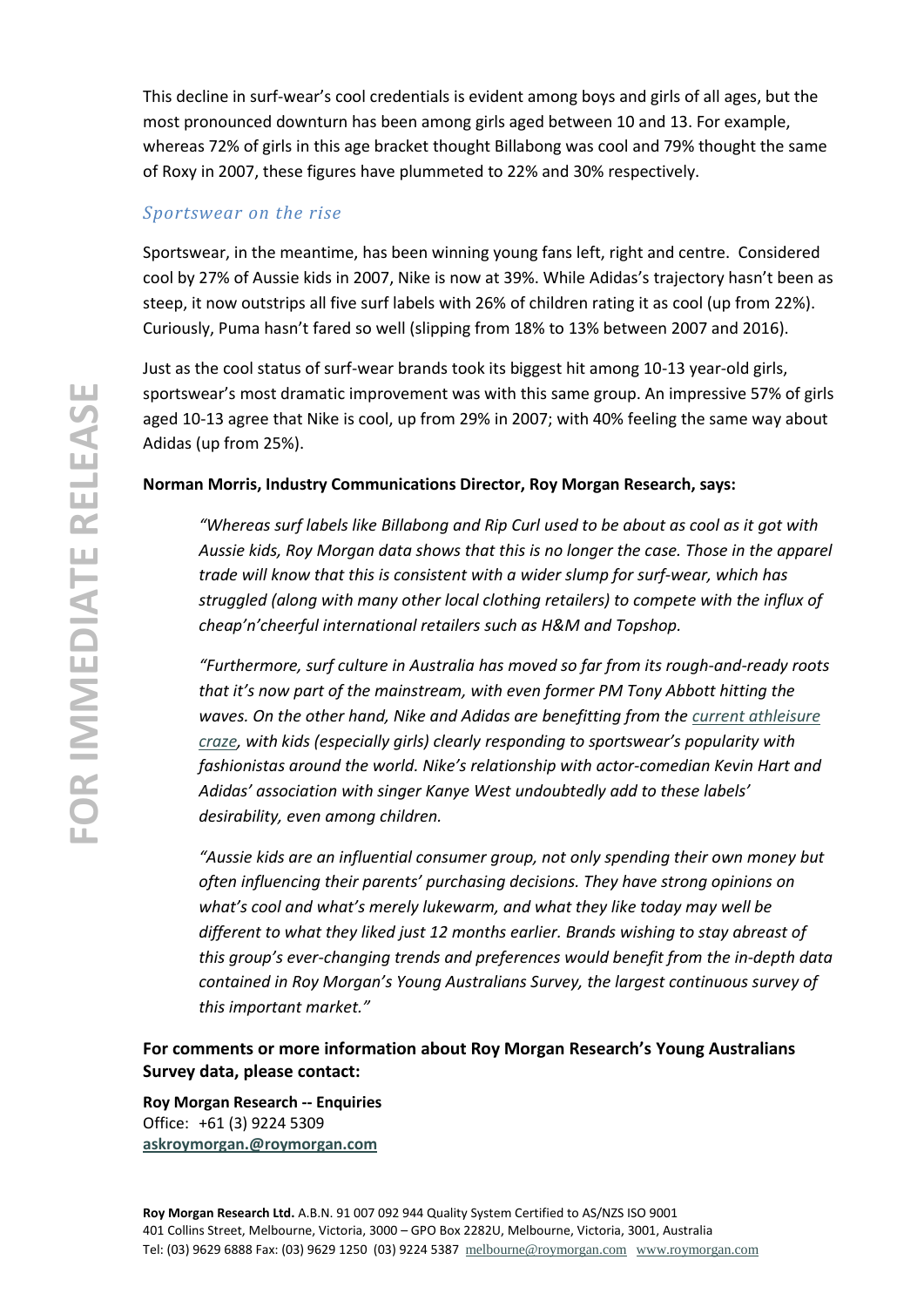This decline in surf-wear's cool credentials is evident among boys and girls of all ages, but the most pronounced downturn has been among girls aged between 10 and 13. For example, whereas 72% of girls in this age bracket thought Billabong was cool and 79% thought the same of Roxy in 2007, these figures have plummeted to 22% and 30% respectively.

### *Sportswear on the rise*

Sportswear, in the meantime, has been winning young fans left, right and centre. Considered cool by 27% of Aussie kids in 2007, Nike is now at 39%. While Adidas's trajectory hasn't been as steep, it now outstrips all five surf labels with 26% of children rating it as cool (up from 22%). Curiously, Puma hasn't fared so well (slipping from 18% to 13% between 2007 and 2016).

Just as the cool status of surf-wear brands took its biggest hit among 10-13 year-old girls, sportswear's most dramatic improvement was with this same group. An impressive 57% of girls aged 10-13 agree that Nike is cool, up from 29% in 2007; with 40% feeling the same way about Adidas (up from 25%).

**Norman Morris, Industry Communications Director, Roy Morgan Research, says:**

> *"Whereas surf labels like Billabong and Rip Curl used to be about as cool as it got with Aussie kids, Roy Morgan data shows that this is no longer the case. Those in the apparel trade will know that this is consistent with a wider slump for surf-wear, which has struggled (along with many other local clothing retailers) to compete with the influx of cheap'n'cheerful international retailers such as H&M and Topshop.*
>
> *"Furthermore, surf culture in Australia has moved so far from its rough-and-ready roots that it's now part of the mainstream, with even former PM Tony Abbott hitting the waves. On the other hand, Nike and Adidas are benefitting from the current athleisure craze, with kids (especially girls) clearly responding to sportswear's popularity with fashionistas around the world. Nike's relationship with actor-comedian Kevin Hart and Adidas' association with singer Kanye West undoubtedly add to these labels' desirability, even among children.*
>
> *"Aussie kids are an influential consumer group, not only spending their own money but often influencing their parents' purchasing decisions. They have strong opinions on what's cool and what's merely lukewarm, and what they like today may well be different to what they liked just 12 months earlier. Brands wishing to stay abreast of this group's ever-changing trends and preferences would benefit from the in-depth data contained in Roy Morgan's Young Australians Survey, the largest continuous survey of this important market."*

**For comments or more information about Roy Morgan Research's Young Australians Survey data, please contact:**

**Roy Morgan Research -- Enquiries**
Office: +61 (3) 9224 5309
**askroymorgan.@roymorgan.com**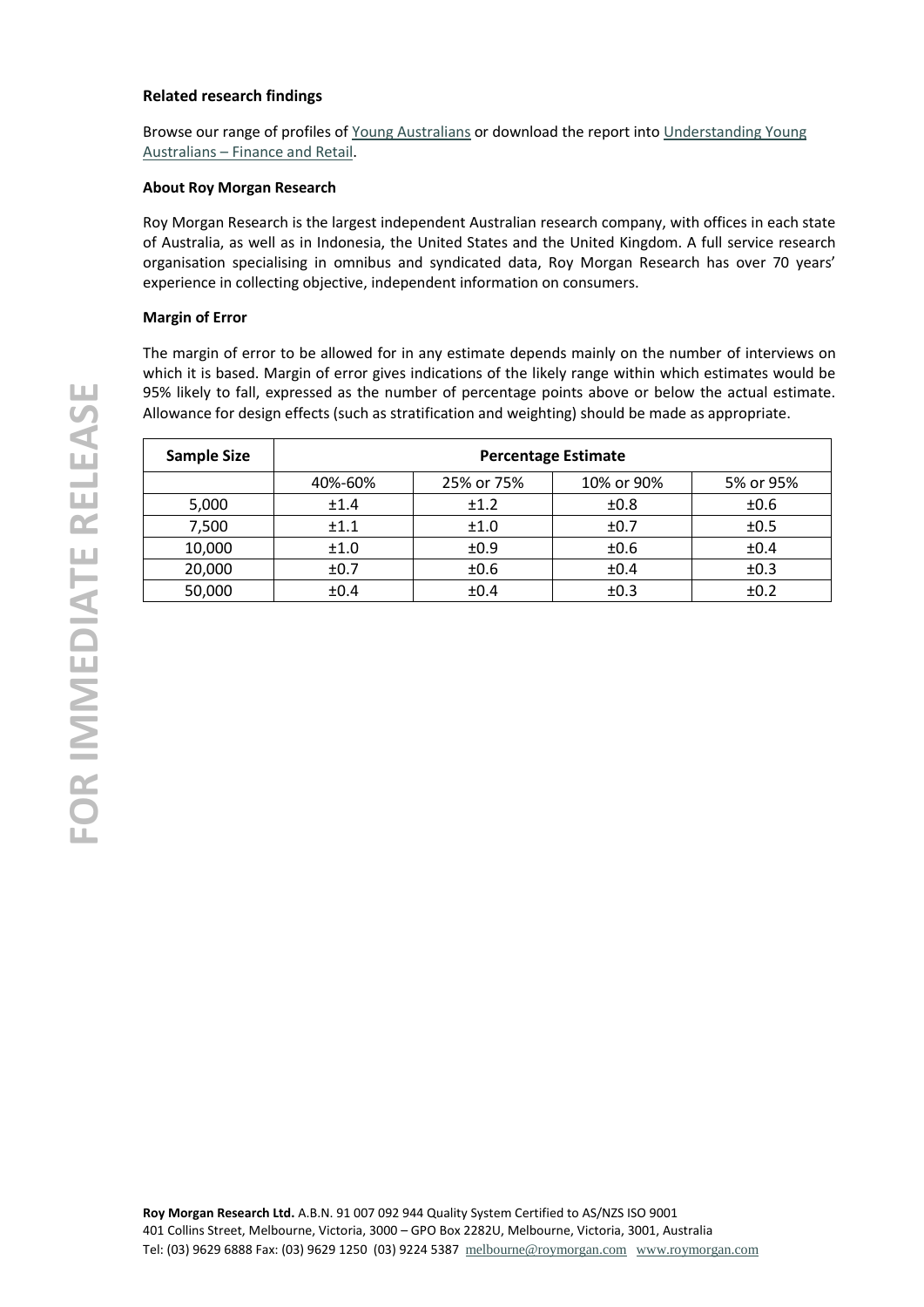**Related research findings**

Browse our range of profiles of Young Australians or download the report into Understanding Young Australians – Finance and Retail.

**About Roy Morgan Research**

Roy Morgan Research is the largest independent Australian research company, with offices in each state of Australia, as well as in Indonesia, the United States and the United Kingdom. A full service research organisation specialising in omnibus and syndicated data, Roy Morgan Research has over 70 years' experience in collecting objective, independent information on consumers.

**Margin of Error**

The margin of error to be allowed for in any estimate depends mainly on the number of interviews on which it is based. Margin of error gives indications of the likely range within which estimates would be 95% likely to fall, expressed as the number of percentage points above or below the actual estimate. Allowance for design effects (such as stratification and weighting) should be made as appropriate.

| Sample Size | Percentage Estimate | | | |
|---|---|---|---|---|
| | 40%-60% | 25% or 75% | 10% or 90% | 5% or 95% |
| 5,000 | ±1.4 | ±1.2 | ±0.8 | ±0.6 |
| 7,500 | ±1.1 | ±1.0 | ±0.7 | ±0.5 |
| 10,000 | ±1.0 | ±0.9 | ±0.6 | ±0.4 |
| 20,000 | ±0.7 | ±0.6 | ±0.4 | ±0.3 |
| 50,000 | ±0.4 | ±0.4 | ±0.3 | ±0.2 |